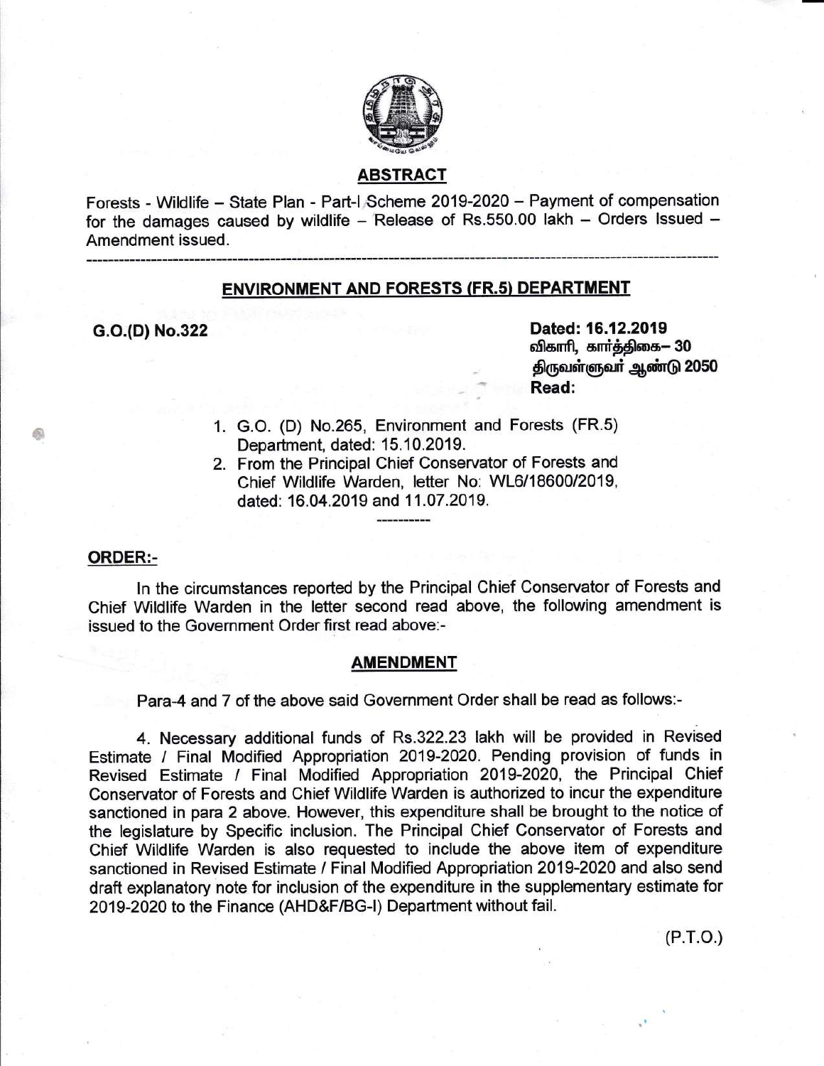## ABSTRACT

Forests - Wildlife – State Plan - Part-I Scheme 2019-2020 – Payment of compensation for the damages caused by wildlife – Release of Rs.550.00 lakh – Orders Issued – Amendment issued.

---

## ENVIRONMENT AND FORESTS (FR.5) DEPARTMENT

**G.O.(D) No.322**

**Dated: 16.12.2019**
**விகாரி, கார்த்திகை– 30**
**திருவள்ளுவர் ஆண்டு 2050**
**Read:**

1. G.O. (D) No.265, Environment and Forests (FR.5) Department, dated: 15.10.2019.
2. From the Principal Chief Conservator of Forests and Chief Wildlife Warden, letter No: WL6/18600/2019, dated: 16.04.2019 and 11.07.2019.

----------

**ORDER:-**

In the circumstances reported by the Principal Chief Conservator of Forests and Chief Wildlife Warden in the letter second read above, the following amendment is issued to the Government Order first read above:-

**AMENDMENT**

Para-4 and 7 of the above said Government Order shall be read as follows:-

4. Necessary additional funds of Rs.322.23 lakh will be provided in Revised Estimate / Final Modified Appropriation 2019-2020. Pending provision of funds in Revised Estimate / Final Modified Appropriation 2019-2020, the Principal Chief Conservator of Forests and Chief Wildlife Warden is authorized to incur the expenditure sanctioned in para 2 above. However, this expenditure shall be brought to the notice of the legislature by Specific inclusion. The Principal Chief Conservator of Forests and Chief Wildlife Warden is also requested to include the above item of expenditure sanctioned in Revised Estimate / Final Modified Appropriation 2019-2020 and also send draft explanatory note for inclusion of the expenditure in the supplementary estimate for 2019-2020 to the Finance (AHD&F/BG-I) Department without fail.

(P.T.O.)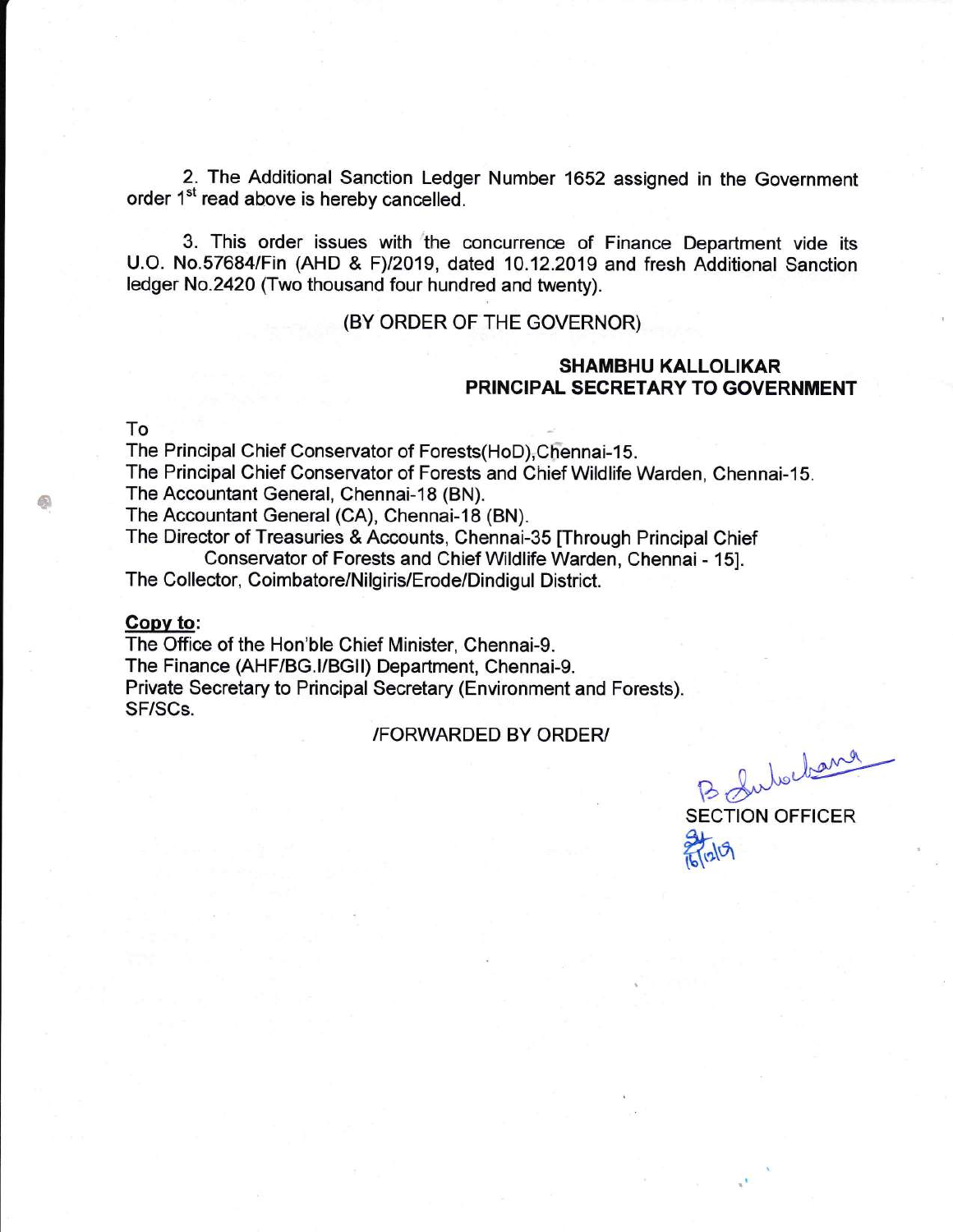2. The Additional Sanction Ledger Number 1652 assigned in the Government order 1st read above is hereby cancelled.

3. This order issues with the concurrence of Finance Department vide its U.O. No.57684/Fin (AHD & F)/2019, dated 10.12.2019 and fresh Additional Sanction ledger No.2420 (Two thousand four hundred and twenty).

(BY ORDER OF THE GOVERNOR)

**SHAMBHU KALLOLIKAR**
**PRINCIPAL SECRETARY TO GOVERNMENT**

To
The Principal Chief Conservator of Forests(HoD),Chennai-15.
The Principal Chief Conservator of Forests and Chief Wildlife Warden, Chennai-15.
The Accountant General, Chennai-18 (BN).
The Accountant General (CA), Chennai-18 (BN).
The Director of Treasuries & Accounts, Chennai-35 [Through Principal Chief Conservator of Forests and Chief Wildlife Warden, Chennai - 15].
The Collector, Coimbatore/Nilgiris/Erode/Dindigul District.

**Copy to:**
The Office of the Hon'ble Chief Minister, Chennai-9.
The Finance (AHF/BG.I/BGII) Department, Chennai-9.
Private Secretary to Principal Secretary (Environment and Forests).
SF/SCs.

/FORWARDED BY ORDER/

SECTION OFFICER